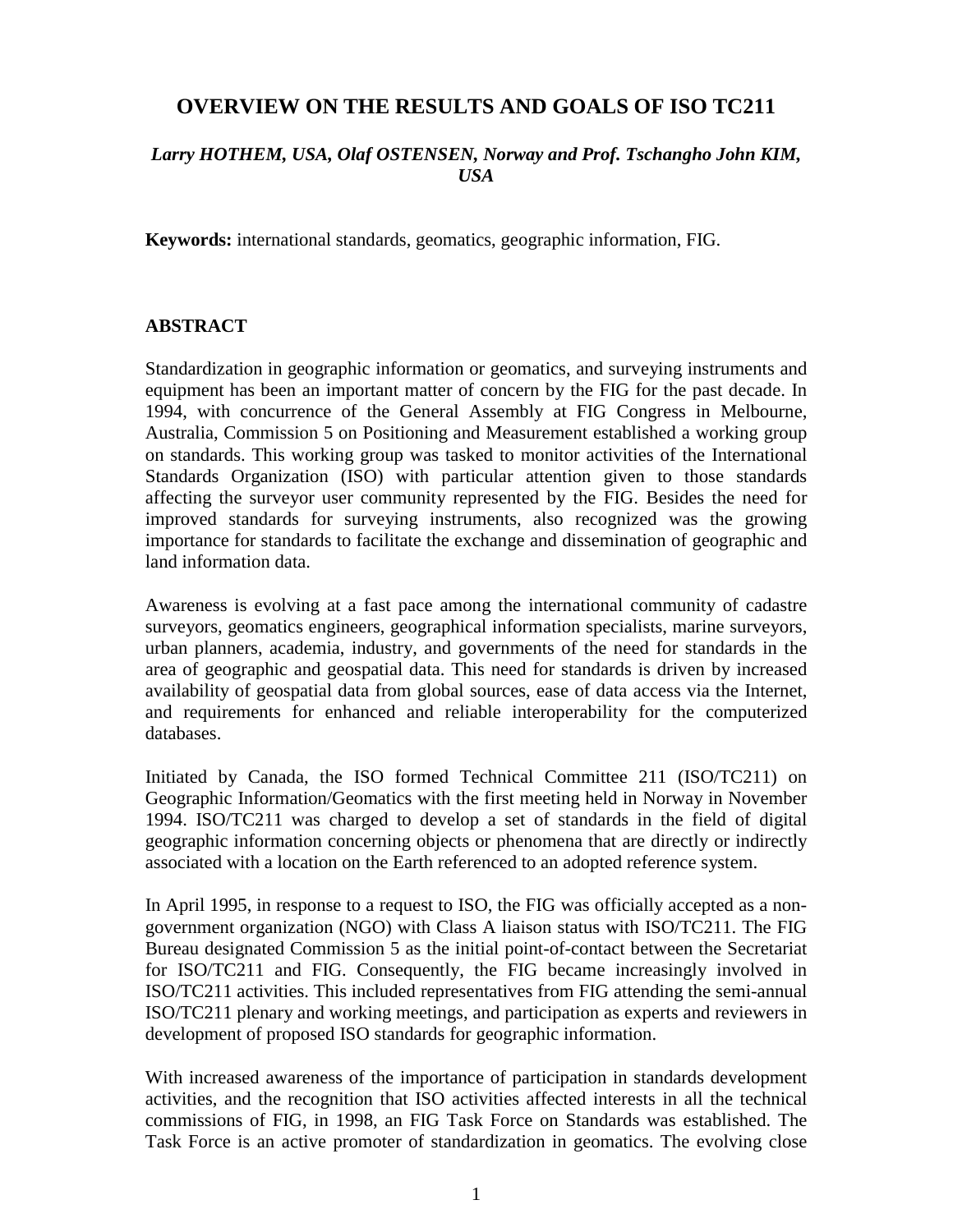# OVERVIEW ON THE RESULTS AND GOALS OF ISO TC211

***Larry HOTHEM, USA, Olaf OSTENSEN, Norway and Prof. Tschangho John KIM, USA***

**Keywords:** international standards, geomatics, geographic information, FIG.

## ABSTRACT

Standardization in geographic information or geomatics, and surveying instruments and equipment has been an important matter of concern by the FIG for the past decade. In 1994, with concurrence of the General Assembly at FIG Congress in Melbourne, Australia, Commission 5 on Positioning and Measurement established a working group on standards. This working group was tasked to monitor activities of the International Standards Organization (ISO) with particular attention given to those standards affecting the surveyor user community represented by the FIG. Besides the need for improved standards for surveying instruments, also recognized was the growing importance for standards to facilitate the exchange and dissemination of geographic and land information data.

Awareness is evolving at a fast pace among the international community of cadastre surveyors, geomatics engineers, geographical information specialists, marine surveyors, urban planners, academia, industry, and governments of the need for standards in the area of geographic and geospatial data. This need for standards is driven by increased availability of geospatial data from global sources, ease of data access via the Internet, and requirements for enhanced and reliable interoperability for the computerized databases.

Initiated by Canada, the ISO formed Technical Committee 211 (ISO/TC211) on Geographic Information/Geomatics with the first meeting held in Norway in November 1994. ISO/TC211 was charged to develop a set of standards in the field of digital geographic information concerning objects or phenomena that are directly or indirectly associated with a location on the Earth referenced to an adopted reference system.

In April 1995, in response to a request to ISO, the FIG was officially accepted as a non-government organization (NGO) with Class A liaison status with ISO/TC211. The FIG Bureau designated Commission 5 as the initial point-of-contact between the Secretariat for ISO/TC211 and FIG. Consequently, the FIG became increasingly involved in ISO/TC211 activities. This included representatives from FIG attending the semi-annual ISO/TC211 plenary and working meetings, and participation as experts and reviewers in development of proposed ISO standards for geographic information.

With increased awareness of the importance of participation in standards development activities, and the recognition that ISO activities affected interests in all the technical commissions of FIG, in 1998, an FIG Task Force on Standards was established. The Task Force is an active promoter of standardization in geomatics. The evolving close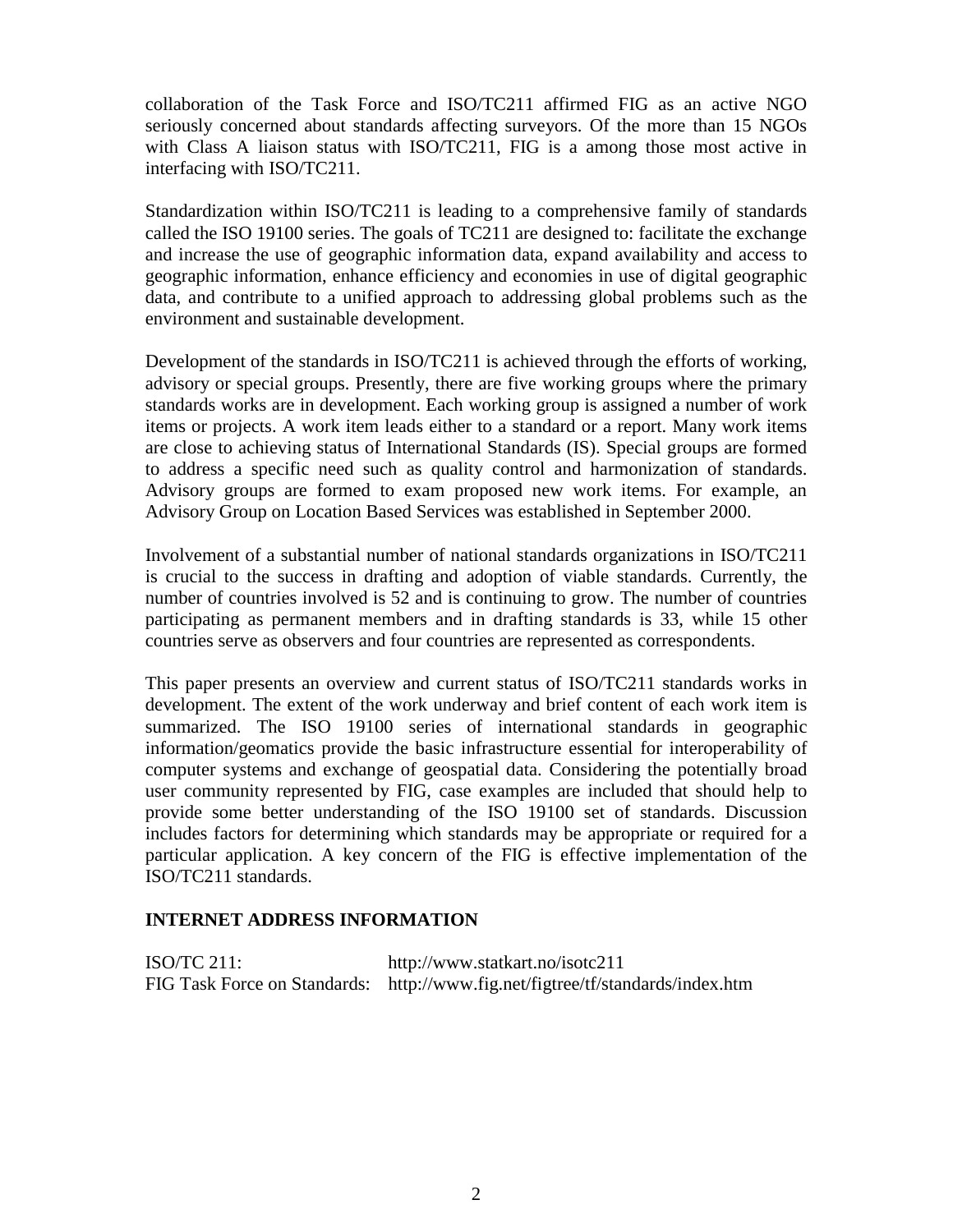collaboration of the Task Force and ISO/TC211 affirmed FIG as an active NGO seriously concerned about standards affecting surveyors. Of the more than 15 NGOs with Class A liaison status with ISO/TC211, FIG is a among those most active in interfacing with ISO/TC211.

Standardization within ISO/TC211 is leading to a comprehensive family of standards called the ISO 19100 series. The goals of TC211 are designed to: facilitate the exchange and increase the use of geographic information data, expand availability and access to geographic information, enhance efficiency and economies in use of digital geographic data, and contribute to a unified approach to addressing global problems such as the environment and sustainable development.

Development of the standards in ISO/TC211 is achieved through the efforts of working, advisory or special groups. Presently, there are five working groups where the primary standards works are in development. Each working group is assigned a number of work items or projects. A work item leads either to a standard or a report. Many work items are close to achieving status of International Standards (IS). Special groups are formed to address a specific need such as quality control and harmonization of standards. Advisory groups are formed to exam proposed new work items. For example, an Advisory Group on Location Based Services was established in September 2000.

Involvement of a substantial number of national standards organizations in ISO/TC211 is crucial to the success in drafting and adoption of viable standards. Currently, the number of countries involved is 52 and is continuing to grow. The number of countries participating as permanent members and in drafting standards is 33, while 15 other countries serve as observers and four countries are represented as correspondents.

This paper presents an overview and current status of ISO/TC211 standards works in development. The extent of the work underway and brief content of each work item is summarized. The ISO 19100 series of international standards in geographic information/geomatics provide the basic infrastructure essential for interoperability of computer systems and exchange of geospatial data. Considering the potentially broad user community represented by FIG, case examples are included that should help to provide some better understanding of the ISO 19100 set of standards. Discussion includes factors for determining which standards may be appropriate or required for a particular application. A key concern of the FIG is effective implementation of the ISO/TC211 standards.

## INTERNET ADDRESS INFORMATION

| | |
|---|---|
| ISO/TC 211: | http://www.statkart.no/isotc211 |
| FIG Task Force on Standards: | http://www.fig.net/figtree/tf/standards/index.htm |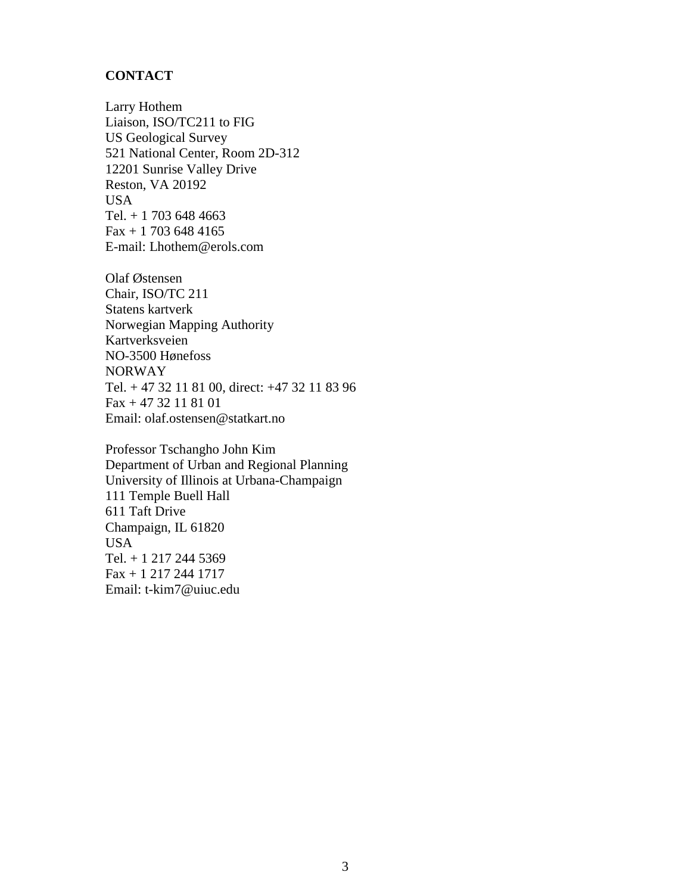**CONTACT**

Larry Hothem
Liaison, ISO/TC211 to FIG
US Geological Survey
521 National Center, Room 2D-312
12201 Sunrise Valley Drive
Reston, VA 20192
USA
Tel. + 1 703 648 4663
Fax + 1 703 648 4165
E-mail: Lhothem@erols.com

Olaf Østensen
Chair, ISO/TC 211
Statens kartverk
Norwegian Mapping Authority
Kartverksveien
NO-3500 Hønefoss
NORWAY
Tel. + 47 32 11 81 00, direct: +47 32 11 83 96
Fax + 47 32 11 81 01
Email: olaf.ostensen@statkart.no

Professor Tschangho John Kim
Department of Urban and Regional Planning
University of Illinois at Urbana-Champaign
111 Temple Buell Hall
611 Taft Drive
Champaign, IL 61820
USA
Tel. + 1 217 244 5369
Fax + 1 217 244 1717
Email: t-kim7@uiuc.edu